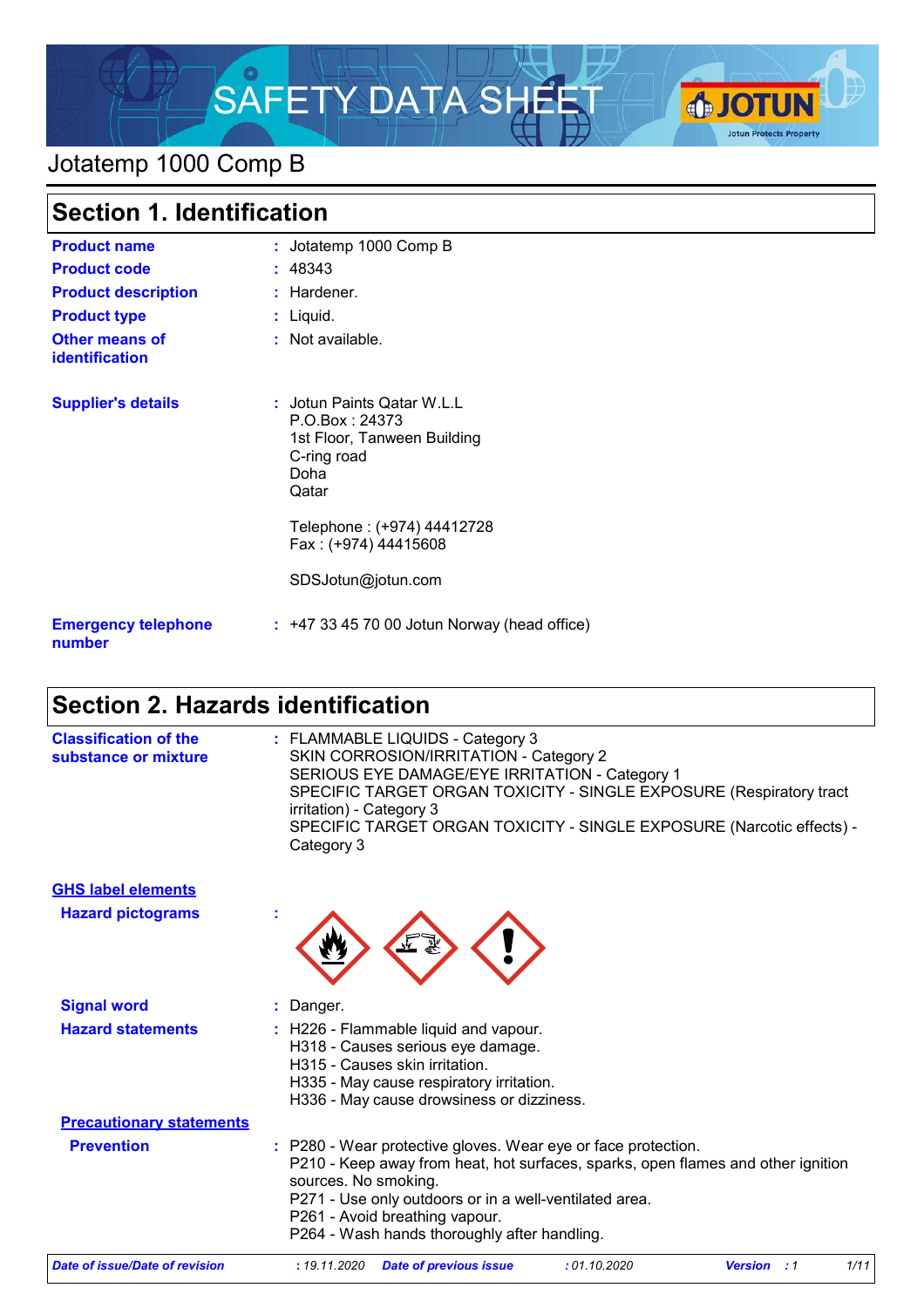# SAFETY DATA SHEET

## Jotatemp 1000 Comp B

## Section 1. Identification

| | | |
|---|---|---|
| **Product name** | : | Jotatemp 1000 Comp B |
| **Product code** | : | 48343 |
| **Product description** | : | Hardener. |
| **Product type** | : | Liquid. |
| **Other means of identification** | : | Not available. |
| **Supplier's details** | : | Jotun Paints Qatar W.L.L<br>P.O.Box : 24373<br>1st Floor, Tanween Building<br>C-ring road<br>Doha<br>Qatar<br><br>Telephone : (+974) 44412728<br>Fax : (+974) 44415608<br><br>SDSJotun@jotun.com |
| **Emergency telephone number** | : | +47 33 45 70 00 Jotun Norway (head office) |

## Section 2. Hazards identification

**Classification of the substance or mixture** : FLAMMABLE LIQUIDS - Category 3
SKIN CORROSION/IRRITATION - Category 2
SERIOUS EYE DAMAGE/EYE IRRITATION - Category 1
SPECIFIC TARGET ORGAN TOXICITY - SINGLE EXPOSURE (Respiratory tract irritation) - Category 3
SPECIFIC TARGET ORGAN TOXICITY - SINGLE EXPOSURE (Narcotic effects) - Category 3

**GHS label elements**

**Hazard pictograms** :

**Signal word** : Danger.

**Hazard statements** : H226 - Flammable liquid and vapour.
H318 - Causes serious eye damage.
H315 - Causes skin irritation.
H335 - May cause respiratory irritation.
H336 - May cause drowsiness or dizziness.

**Precautionary statements**

**Prevention** : P280 - Wear protective gloves. Wear eye or face protection.
P210 - Keep away from heat, hot surfaces, sparks, open flames and other ignition sources. No smoking.
P271 - Use only outdoors or in a well-ventilated area.
P261 - Avoid breathing vapour.
P264 - Wash hands thoroughly after handling.

*Date of issue/Date of revision : 19.11.2020 Date of previous issue : 01.10.2020 Version : 1*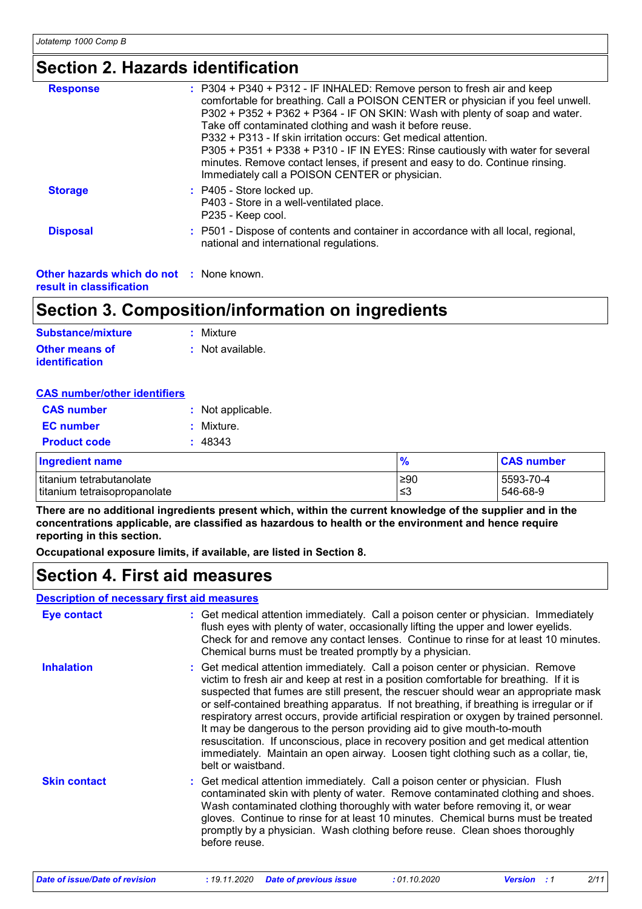## Section 2. Hazards identification

**Response** : P304 + P340 + P312 - IF INHALED: Remove person to fresh air and keep comfortable for breathing. Call a POISON CENTER or physician if you feel unwell.
P302 + P352 + P362 + P364 - IF ON SKIN: Wash with plenty of soap and water. Take off contaminated clothing and wash it before reuse.
P332 + P313 - If skin irritation occurs: Get medical attention.
P305 + P351 + P338 + P310 - IF IN EYES: Rinse cautiously with water for several minutes. Remove contact lenses, if present and easy to do. Continue rinsing. Immediately call a POISON CENTER or physician.

**Storage** : P405 - Store locked up.
P403 - Store in a well-ventilated place.
P235 - Keep cool.

**Disposal** : P501 - Dispose of contents and container in accordance with all local, regional, national and international regulations.

**Other hazards which do not result in classification** : None known.

## Section 3. Composition/information on ingredients

**Substance/mixture** : Mixture

**Other means of identification** : Not available.

**CAS number/other identifiers**

**CAS number** : Not applicable.

**EC number** : Mixture.

**Product code** : 48343

| Ingredient name | % | CAS number |
|---|---|---|
| titanium tetrabutanolate | ≥90 | 5593-70-4 |
| titanium tetraisopropanolate | ≤3 | 546-68-9 |

**There are no additional ingredients present which, within the current knowledge of the supplier and in the concentrations applicable, are classified as hazardous to health or the environment and hence require reporting in this section.**

**Occupational exposure limits, if available, are listed in Section 8.**

## Section 4. First aid measures

**Description of necessary first aid measures**

**Eye contact** : Get medical attention immediately. Call a poison center or physician. Immediately flush eyes with plenty of water, occasionally lifting the upper and lower eyelids. Check for and remove any contact lenses. Continue to rinse for at least 10 minutes. Chemical burns must be treated promptly by a physician.

**Inhalation** : Get medical attention immediately. Call a poison center or physician. Remove victim to fresh air and keep at rest in a position comfortable for breathing. If it is suspected that fumes are still present, the rescuer should wear an appropriate mask or self-contained breathing apparatus. If not breathing, if breathing is irregular or if respiratory arrest occurs, provide artificial respiration or oxygen by trained personnel. It may be dangerous to the person providing aid to give mouth-to-mouth resuscitation. If unconscious, place in recovery position and get medical attention immediately. Maintain an open airway. Loosen tight clothing such as a collar, tie, belt or waistband.

**Skin contact** : Get medical attention immediately. Call a poison center or physician. Flush contaminated skin with plenty of water. Remove contaminated clothing and shoes. Wash contaminated clothing thoroughly with water before removing it, or wear gloves. Continue to rinse for at least 10 minutes. Chemical burns must be treated promptly by a physician. Wash clothing before reuse. Clean shoes thoroughly before reuse.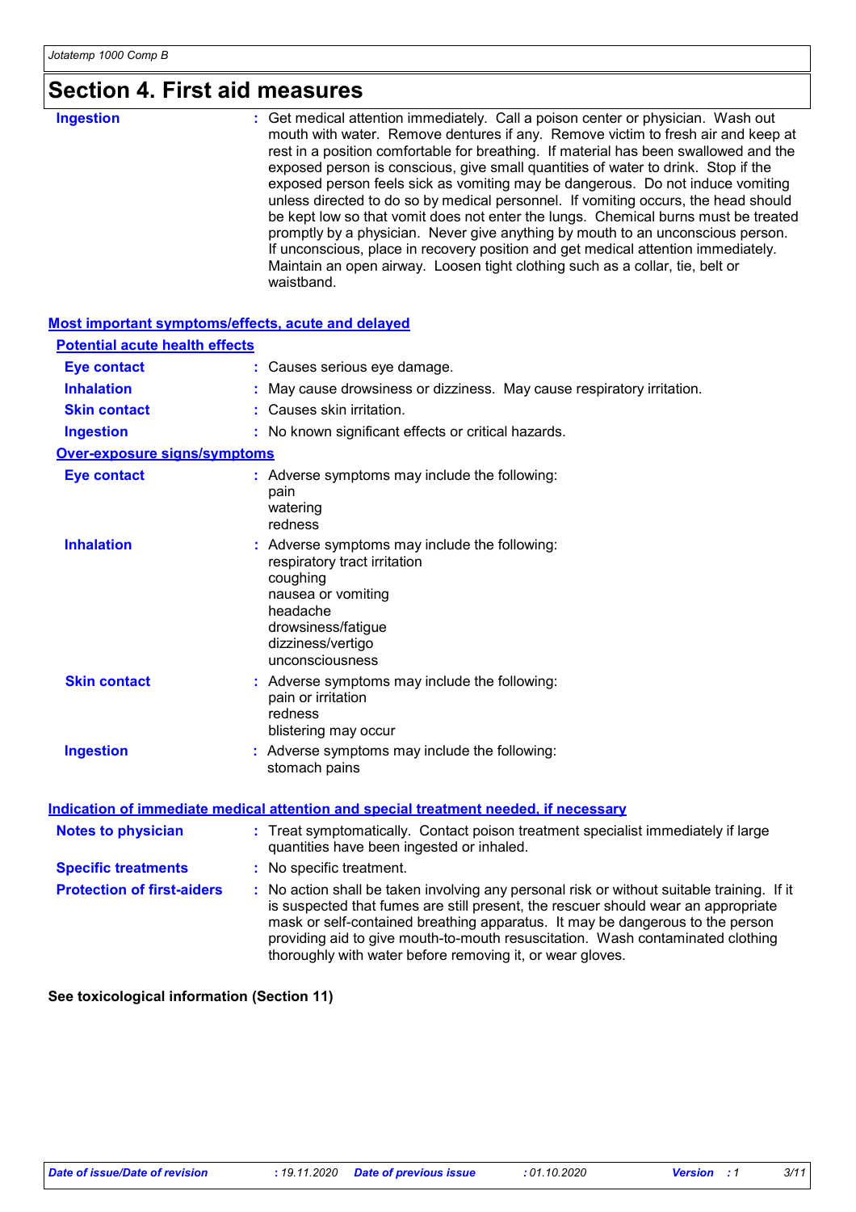# Section 4. First aid measures

**Ingestion** : Get medical attention immediately. Call a poison center or physician. Wash out mouth with water. Remove dentures if any. Remove victim to fresh air and keep at rest in a position comfortable for breathing. If material has been swallowed and the exposed person is conscious, give small quantities of water to drink. Stop if the exposed person feels sick as vomiting may be dangerous. Do not induce vomiting unless directed to do so by medical personnel. If vomiting occurs, the head should be kept low so that vomit does not enter the lungs. Chemical burns must be treated promptly by a physician. Never give anything by mouth to an unconscious person. If unconscious, place in recovery position and get medical attention immediately. Maintain an open airway. Loosen tight clothing such as a collar, tie, belt or waistband.

## Most important symptoms/effects, acute and delayed

### Potential acute health effects

**Eye contact** : Causes serious eye damage.

**Inhalation** : May cause drowsiness or dizziness. May cause respiratory irritation.

**Skin contact** : Causes skin irritation.

**Ingestion** : No known significant effects or critical hazards.

### Over-exposure signs/symptoms

**Eye contact** : Adverse symptoms may include the following:
pain
watering
redness

**Inhalation** : Adverse symptoms may include the following:
respiratory tract irritation
coughing
nausea or vomiting
headache
drowsiness/fatigue
dizziness/vertigo
unconsciousness

**Skin contact** : Adverse symptoms may include the following:
pain or irritation
redness
blistering may occur

**Ingestion** : Adverse symptoms may include the following:
stomach pains

## Indication of immediate medical attention and special treatment needed, if necessary

**Notes to physician** : Treat symptomatically. Contact poison treatment specialist immediately if large quantities have been ingested or inhaled.

**Specific treatments** : No specific treatment.

**Protection of first-aiders** : No action shall be taken involving any personal risk or without suitable training. If it is suspected that fumes are still present, the rescuer should wear an appropriate mask or self-contained breathing apparatus. It may be dangerous to the person providing aid to give mouth-to-mouth resuscitation. Wash contaminated clothing thoroughly with water before removing it, or wear gloves.

**See toxicological information (Section 11)**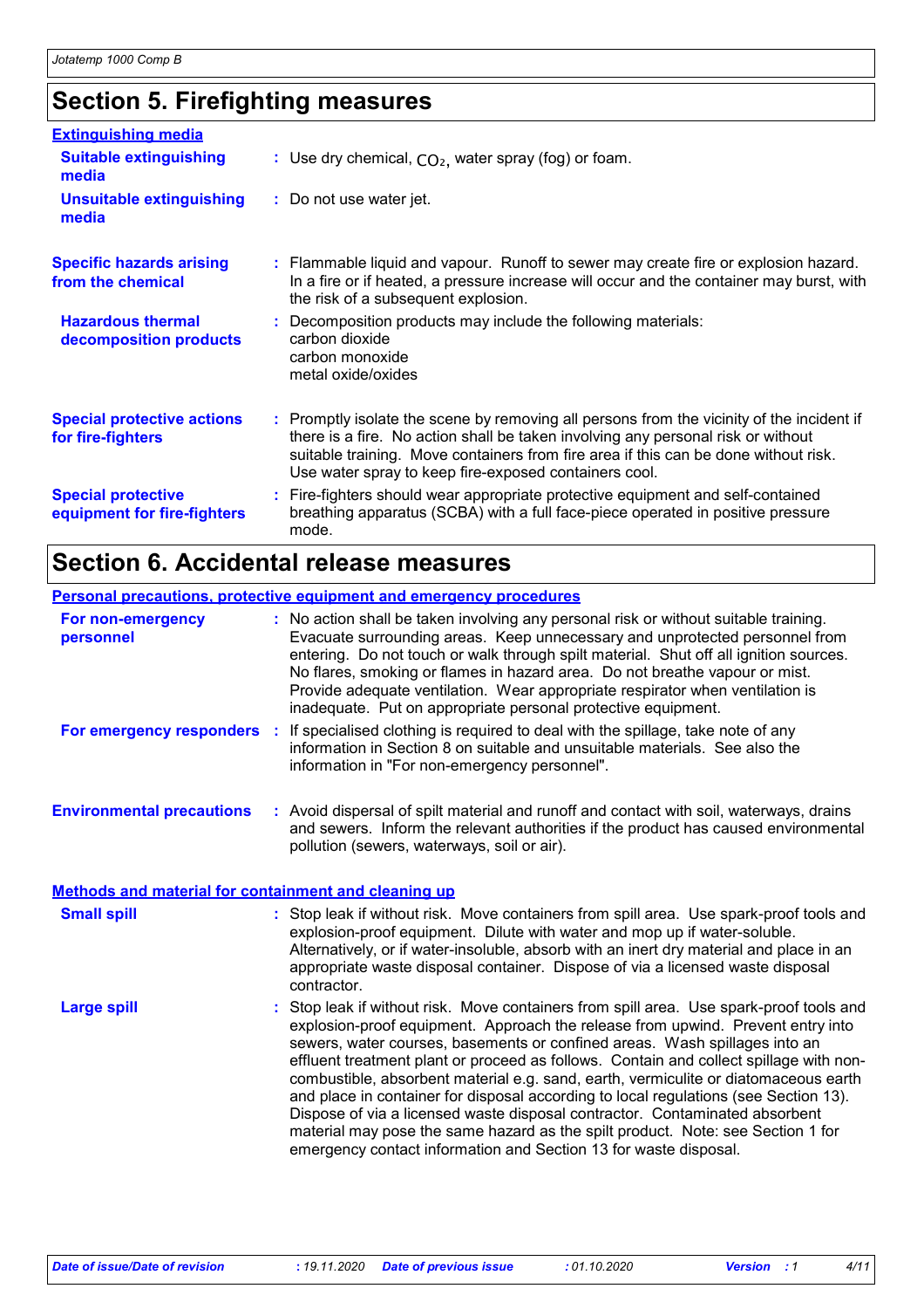# Section 5. Firefighting measures

**Extinguishing media**

**Suitable extinguishing media** : Use dry chemical, $CO_2$, water spray (fog) or foam.

**Unsuitable extinguishing media** : Do not use water jet.

**Specific hazards arising from the chemical** : Flammable liquid and vapour. Runoff to sewer may create fire or explosion hazard. In a fire or if heated, a pressure increase will occur and the container may burst, with the risk of a subsequent explosion.

**Hazardous thermal decomposition products** : Decomposition products may include the following materials:
carbon dioxide
carbon monoxide
metal oxide/oxides

**Special protective actions for fire-fighters** : Promptly isolate the scene by removing all persons from the vicinity of the incident if there is a fire. No action shall be taken involving any personal risk or without suitable training. Move containers from fire area if this can be done without risk. Use water spray to keep fire-exposed containers cool.

**Special protective equipment for fire-fighters** : Fire-fighters should wear appropriate protective equipment and self-contained breathing apparatus (SCBA) with a full face-piece operated in positive pressure mode.

# Section 6. Accidental release measures

**Personal precautions, protective equipment and emergency procedures**

**For non-emergency personnel** : No action shall be taken involving any personal risk or without suitable training. Evacuate surrounding areas. Keep unnecessary and unprotected personnel from entering. Do not touch or walk through spilt material. Shut off all ignition sources. No flares, smoking or flames in hazard area. Do not breathe vapour or mist. Provide adequate ventilation. Wear appropriate respirator when ventilation is inadequate. Put on appropriate personal protective equipment.

**For emergency responders** : If specialised clothing is required to deal with the spillage, take note of any information in Section 8 on suitable and unsuitable materials. See also the information in "For non-emergency personnel".

**Environmental precautions** : Avoid dispersal of spilt material and runoff and contact with soil, waterways, drains and sewers. Inform the relevant authorities if the product has caused environmental pollution (sewers, waterways, soil or air).

**Methods and material for containment and cleaning up**

**Small spill** : Stop leak if without risk. Move containers from spill area. Use spark-proof tools and explosion-proof equipment. Dilute with water and mop up if water-soluble. Alternatively, or if water-insoluble, absorb with an inert dry material and place in an appropriate waste disposal container. Dispose of via a licensed waste disposal contractor.

**Large spill** : Stop leak if without risk. Move containers from spill area. Use spark-proof tools and explosion-proof equipment. Approach the release from upwind. Prevent entry into sewers, water courses, basements or confined areas. Wash spillages into an effluent treatment plant or proceed as follows. Contain and collect spillage with non-combustible, absorbent material e.g. sand, earth, vermiculite or diatomaceous earth and place in container for disposal according to local regulations (see Section 13). Dispose of via a licensed waste disposal contractor. Contaminated absorbent material may pose the same hazard as the spilt product. Note: see Section 1 for emergency contact information and Section 13 for waste disposal.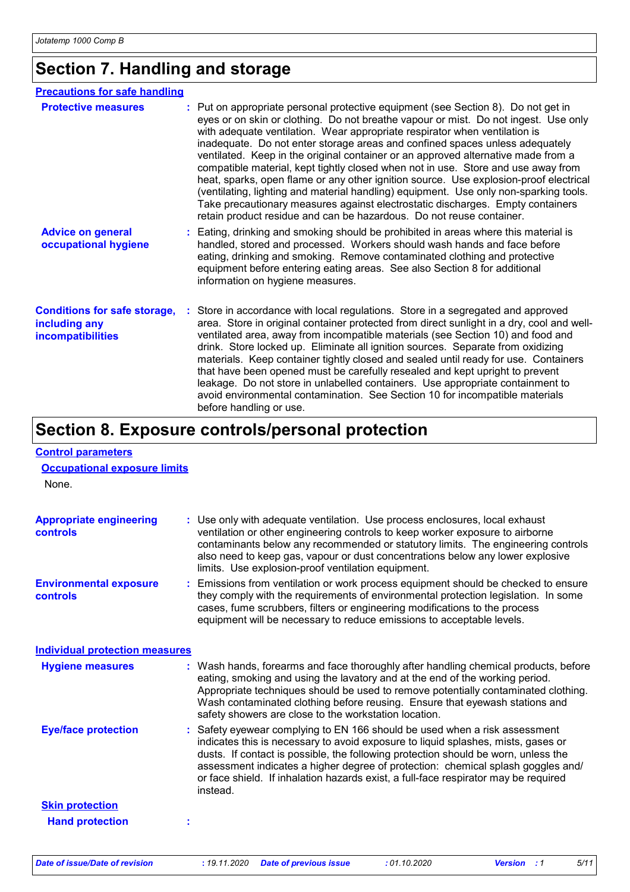## Section 7. Handling and storage

### Precautions for safe handling

**Protective measures** : Put on appropriate personal protective equipment (see Section 8). Do not get in eyes or on skin or clothing. Do not breathe vapour or mist. Do not ingest. Use only with adequate ventilation. Wear appropriate respirator when ventilation is inadequate. Do not enter storage areas and confined spaces unless adequately ventilated. Keep in the original container or an approved alternative made from a compatible material, kept tightly closed when not in use. Store and use away from heat, sparks, open flame or any other ignition source. Use explosion-proof electrical (ventilating, lighting and material handling) equipment. Use only non-sparking tools. Take precautionary measures against electrostatic discharges. Empty containers retain product residue and can be hazardous. Do not reuse container.

**Advice on general occupational hygiene** : Eating, drinking and smoking should be prohibited in areas where this material is handled, stored and processed. Workers should wash hands and face before eating, drinking and smoking. Remove contaminated clothing and protective equipment before entering eating areas. See also Section 8 for additional information on hygiene measures.

**Conditions for safe storage, including any incompatibilities** : Store in accordance with local regulations. Store in a segregated and approved area. Store in original container protected from direct sunlight in a dry, cool and well-ventilated area, away from incompatible materials (see Section 10) and food and drink. Store locked up. Eliminate all ignition sources. Separate from oxidizing materials. Keep container tightly closed and sealed until ready for use. Containers that have been opened must be carefully resealed and kept upright to prevent leakage. Do not store in unlabelled containers. Use appropriate containment to avoid environmental contamination. See Section 10 for incompatible materials before handling or use.

## Section 8. Exposure controls/personal protection

### Control parameters

#### Occupational exposure limits

None.

**Appropriate engineering controls** : Use only with adequate ventilation. Use process enclosures, local exhaust ventilation or other engineering controls to keep worker exposure to airborne contaminants below any recommended or statutory limits. The engineering controls also need to keep gas, vapour or dust concentrations below any lower explosive limits. Use explosion-proof ventilation equipment.

**Environmental exposure controls** : Emissions from ventilation or work process equipment should be checked to ensure they comply with the requirements of environmental protection legislation. In some cases, fume scrubbers, filters or engineering modifications to the process equipment will be necessary to reduce emissions to acceptable levels.

### Individual protection measures

**Hygiene measures** : Wash hands, forearms and face thoroughly after handling chemical products, before eating, smoking and using the lavatory and at the end of the working period. Appropriate techniques should be used to remove potentially contaminated clothing. Wash contaminated clothing before reusing. Ensure that eyewash stations and safety showers are close to the workstation location.

**Eye/face protection** : Safety eyewear complying to EN 166 should be used when a risk assessment indicates this is necessary to avoid exposure to liquid splashes, mists, gases or dusts. If contact is possible, the following protection should be worn, unless the assessment indicates a higher degree of protection: chemical splash goggles and/ or face shield. If inhalation hazards exist, a full-face respirator may be required instead.

#### Skin protection

**Hand protection** :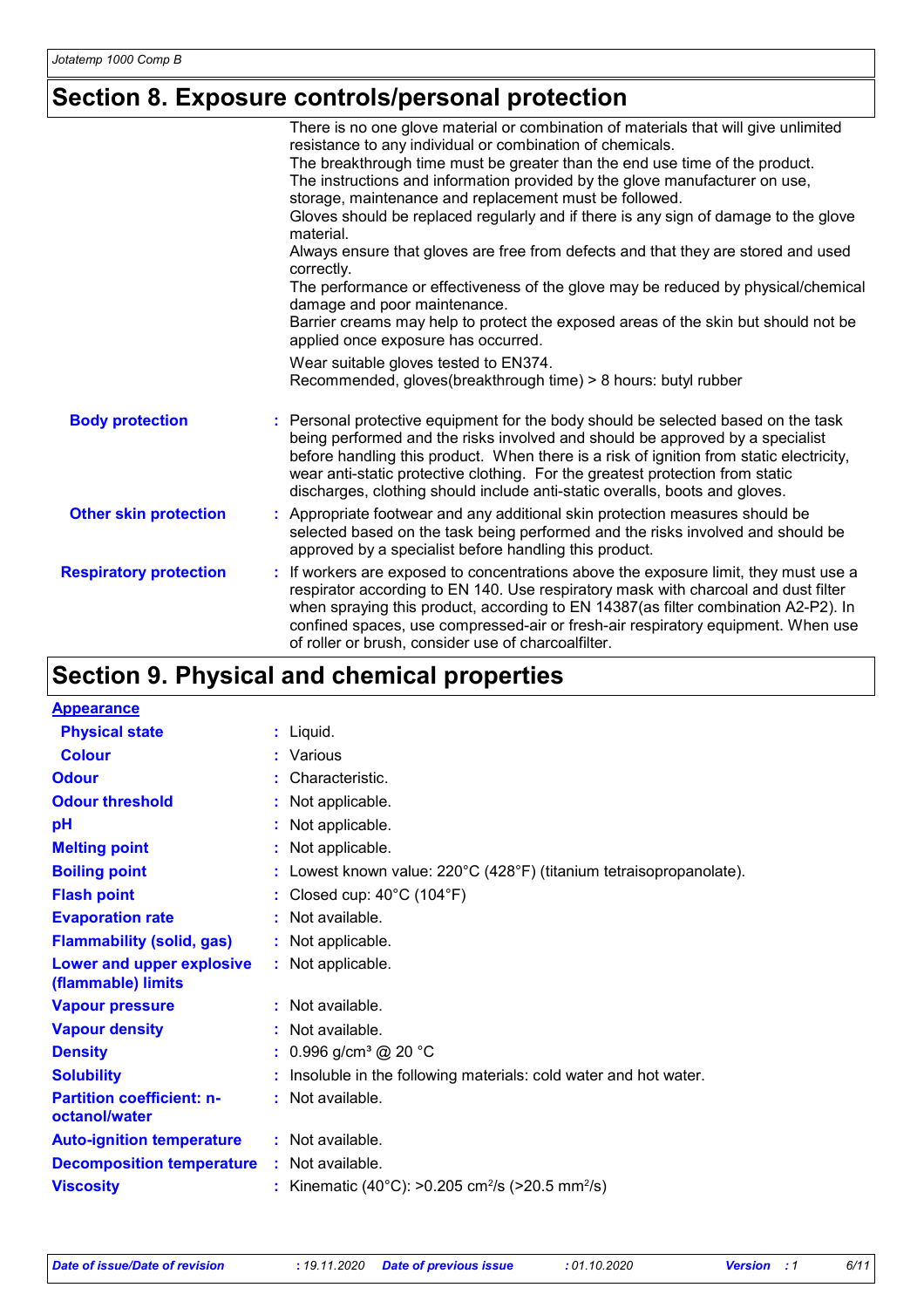## Section 8. Exposure controls/personal protection

There is no one glove material or combination of materials that will give unlimited resistance to any individual or combination of chemicals.
The breakthrough time must be greater than the end use time of the product.
The instructions and information provided by the glove manufacturer on use, storage, maintenance and replacement must be followed.
Gloves should be replaced regularly and if there is any sign of damage to the glove material.
Always ensure that gloves are free from defects and that they are stored and used correctly.
The performance or effectiveness of the glove may be reduced by physical/chemical damage and poor maintenance.
Barrier creams may help to protect the exposed areas of the skin but should not be applied once exposure has occurred.

Wear suitable gloves tested to EN374.
Recommended, gloves(breakthrough time) > 8 hours: butyl rubber

**Body protection** : Personal protective equipment for the body should be selected based on the task being performed and the risks involved and should be approved by a specialist before handling this product. When there is a risk of ignition from static electricity, wear anti-static protective clothing. For the greatest protection from static discharges, clothing should include anti-static overalls, boots and gloves.

**Other skin protection** : Appropriate footwear and any additional skin protection measures should be selected based on the task being performed and the risks involved and should be approved by a specialist before handling this product.

**Respiratory protection** : If workers are exposed to concentrations above the exposure limit, they must use a respirator according to EN 140. Use respiratory mask with charcoal and dust filter when spraying this product, according to EN 14387(as filter combination A2-P2). In confined spaces, use compressed-air or fresh-air respiratory equipment. When use of roller or brush, consider use of charcoalfilter.

## Section 9. Physical and chemical properties

**Appearance**

| | |
|---|---|
| **Physical state** | : Liquid. |
| **Colour** | : Various |
| **Odour** | : Characteristic. |
| **Odour threshold** | : Not applicable. |
| **pH** | : Not applicable. |
| **Melting point** | : Not applicable. |
| **Boiling point** | : Lowest known value: 220°C (428°F) (titanium tetraisopropanolate). |
| **Flash point** | : Closed cup: 40°C (104°F) |
| **Evaporation rate** | : Not available. |
| **Flammability (solid, gas)** | : Not applicable. |
| **Lower and upper explosive (flammable) limits** | : Not applicable. |
| **Vapour pressure** | : Not available. |
| **Vapour density** | : Not available. |
| **Density** | : 0.996 g/cm³ @ 20 °C |
| **Solubility** | : Insoluble in the following materials: cold water and hot water. |
| **Partition coefficient: n-octanol/water** | : Not available. |
| **Auto-ignition temperature** | : Not available. |
| **Decomposition temperature** | : Not available. |
| **Viscosity** | : Kinematic (40°C): >0.205 $cm^2/s$ (>20.5 $mm^2/s$) |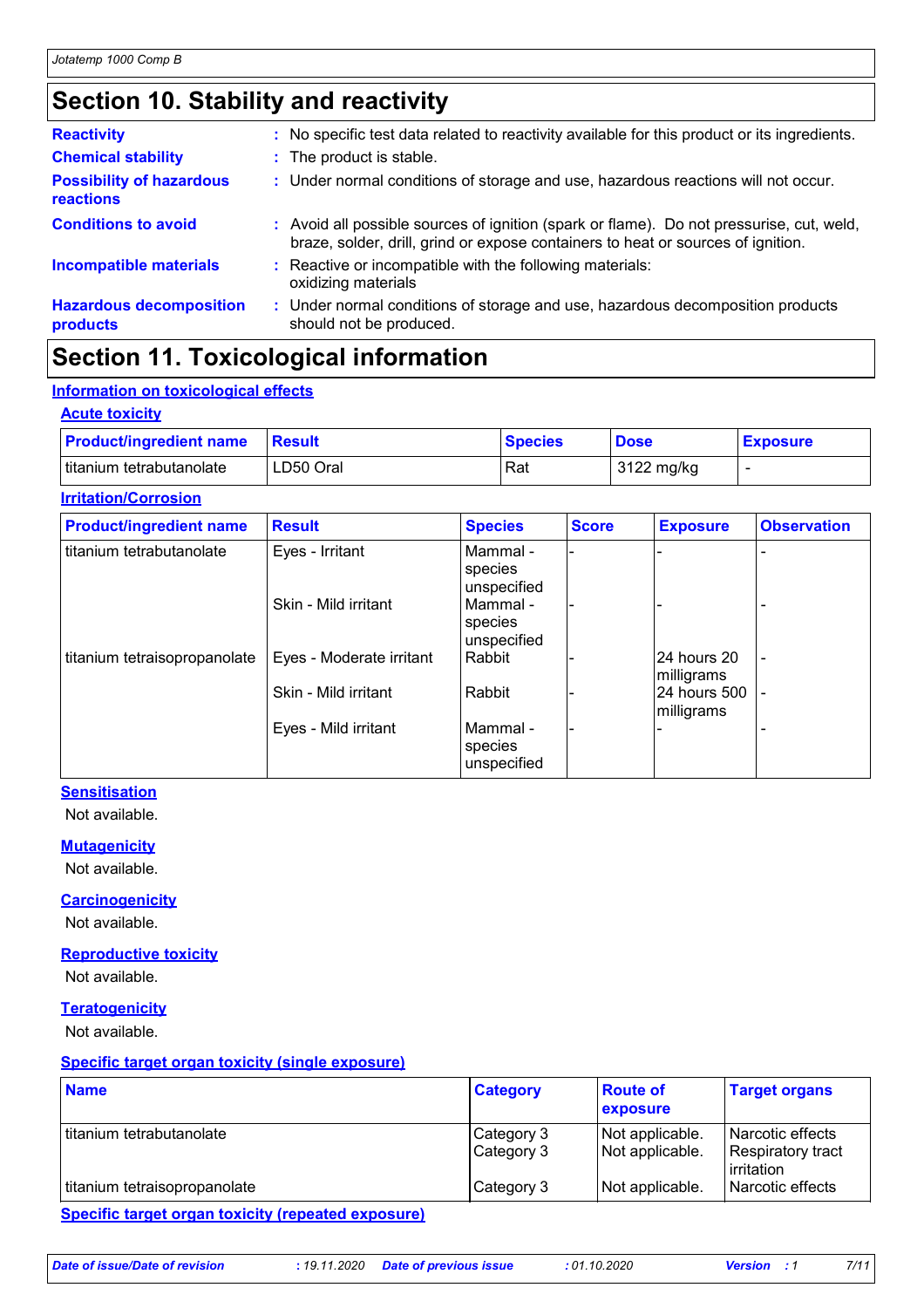# Section 10. Stability and reactivity

**Reactivity** : No specific test data related to reactivity available for this product or its ingredients.

**Chemical stability** : The product is stable.

**Possibility of hazardous reactions** : Under normal conditions of storage and use, hazardous reactions will not occur.

**Conditions to avoid** : Avoid all possible sources of ignition (spark or flame). Do not pressurise, cut, weld, braze, solder, drill, grind or expose containers to heat or sources of ignition.

**Incompatible materials** : Reactive or incompatible with the following materials: oxidizing materials

**Hazardous decomposition products** : Under normal conditions of storage and use, hazardous decomposition products should not be produced.

# Section 11. Toxicological information

## Information on toxicological effects

### Acute toxicity

| Product/ingredient name | Result | Species | Dose | Exposure |
|---|---|---|---|---|
| titanium tetrabutanolate | LD50 Oral | Rat | 3122 mg/kg | - |

### Irritation/Corrosion

| Product/ingredient name | Result | Species | Score | Exposure | Observation |
|---|---|---|---|---|---|
| titanium tetrabutanolate | Eyes - Irritant | Mammal - species unspecified | - | - | - |
| | Skin - Mild irritant | Mammal - species unspecified | - | - | - |
| titanium tetraisopropanolate | Eyes - Moderate irritant | Rabbit | - | 24 hours 20 milligrams | - |
| | Skin - Mild irritant | Rabbit | - | 24 hours 500 milligrams | - |
| | Eyes - Mild irritant | Mammal - species unspecified | - | - | - |

### Sensitisation

Not available.

### Mutagenicity

Not available.

### Carcinogenicity

Not available.

### Reproductive toxicity

Not available.

### Teratogenicity

Not available.

### Specific target organ toxicity (single exposure)

| Name | Category | Route of exposure | Target organs |
|---|---|---|---|
| titanium tetrabutanolate | Category 3 | Not applicable. | Narcotic effects |
| | Category 3 | Not applicable. | Respiratory tract irritation |
| titanium tetraisopropanolate | Category 3 | Not applicable. | Narcotic effects |

### Specific target organ toxicity (repeated exposure)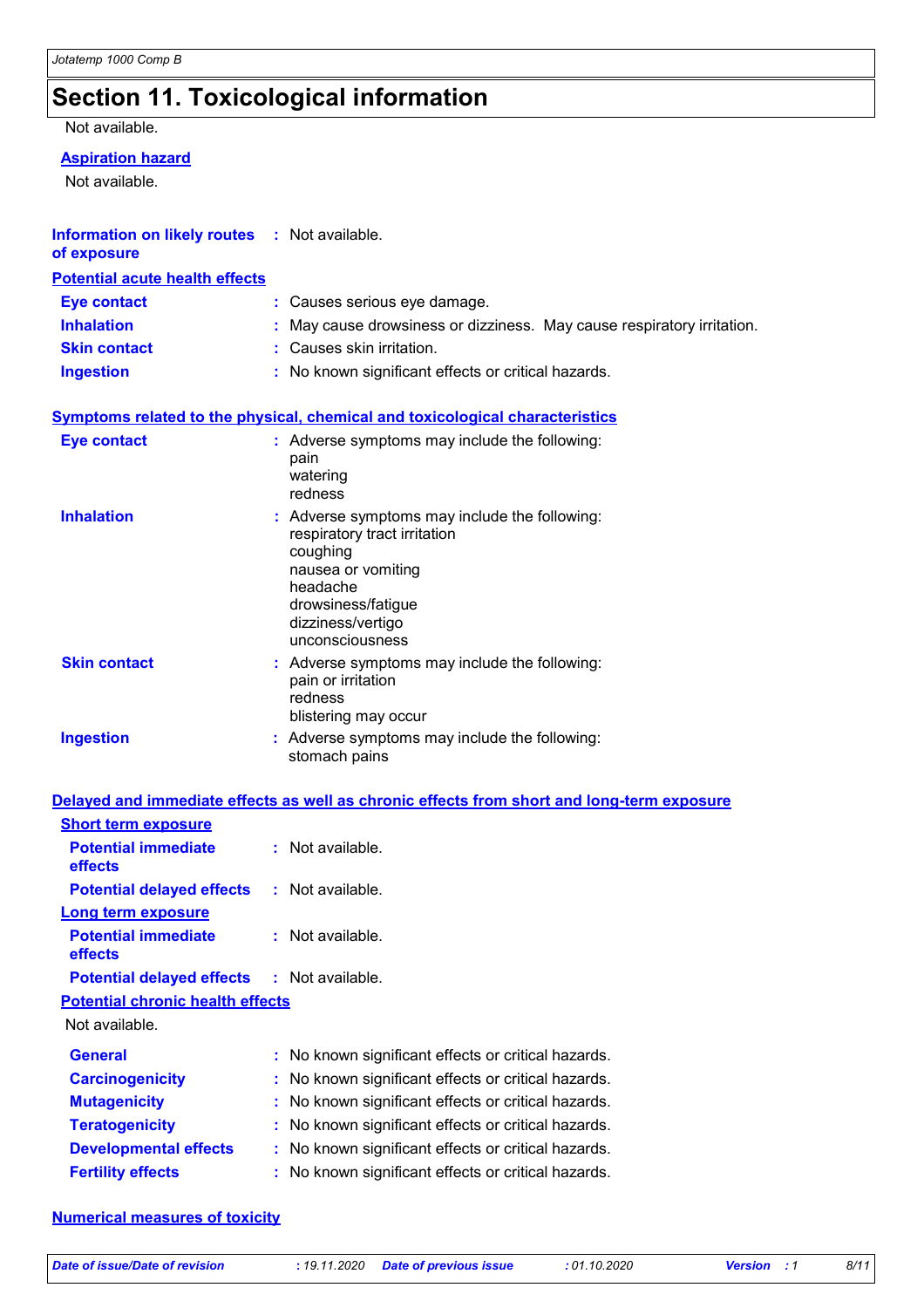# Section 11. Toxicological information

Not available.

**Aspiration hazard**

Not available.

| | | |
|---|---|---|
| **Information on likely routes of exposure** | : | Not available. |

**Potential acute health effects**

| | | |
|---|---|---|
| **Eye contact** | : | Causes serious eye damage. |
| **Inhalation** | : | May cause drowsiness or dizziness. May cause respiratory irritation. |
| **Skin contact** | : | Causes skin irritation. |
| **Ingestion** | : | No known significant effects or critical hazards. |

**Symptoms related to the physical, chemical and toxicological characteristics**

| | | |
|---|---|---|
| **Eye contact** | : | Adverse symptoms may include the following:<br>pain<br>watering<br>redness |
| **Inhalation** | : | Adverse symptoms may include the following:<br>respiratory tract irritation<br>coughing<br>nausea or vomiting<br>headache<br>drowsiness/fatigue<br>dizziness/vertigo<br>unconsciousness |
| **Skin contact** | : | Adverse symptoms may include the following:<br>pain or irritation<br>redness<br>blistering may occur |
| **Ingestion** | : | Adverse symptoms may include the following:<br>stomach pains |

**Delayed and immediate effects as well as chronic effects from short and long-term exposure**

**Short term exposure**

| | | |
|---|---|---|
| **Potential immediate effects** | : | Not available. |
| **Potential delayed effects** | : | Not available. |

**Long term exposure**

| | | |
|---|---|---|
| **Potential immediate effects** | : | Not available. |
| **Potential delayed effects** | : | Not available. |

**Potential chronic health effects**

Not available.

| | | |
|---|---|---|
| **General** | : | No known significant effects or critical hazards. |
| **Carcinogenicity** | : | No known significant effects or critical hazards. |
| **Mutagenicity** | : | No known significant effects or critical hazards. |
| **Teratogenicity** | : | No known significant effects or critical hazards. |
| **Developmental effects** | : | No known significant effects or critical hazards. |
| **Fertility effects** | : | No known significant effects or critical hazards. |

**Numerical measures of toxicity**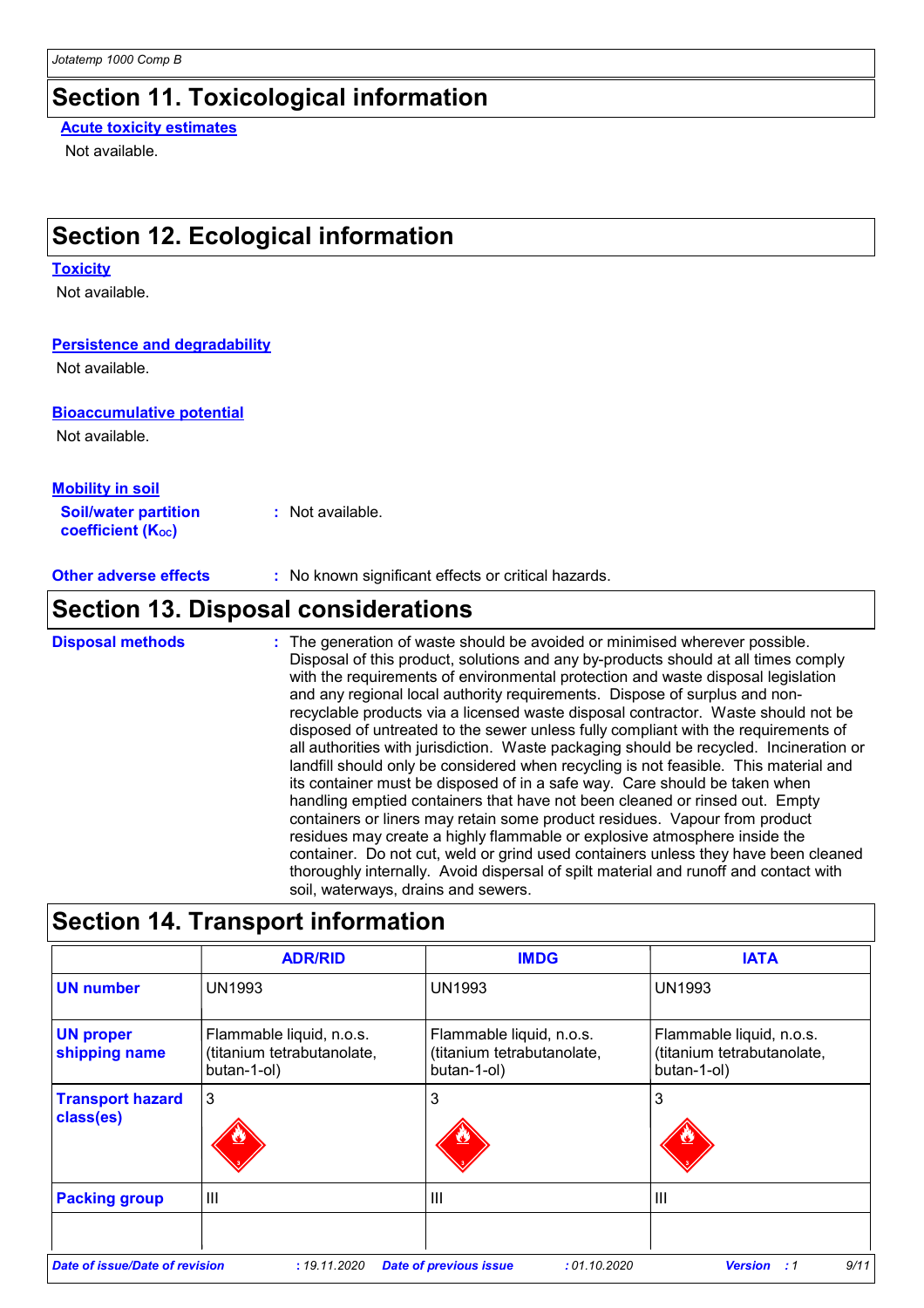## Section 11. Toxicological information

**Acute toxicity estimates**

Not available.

## Section 12. Ecological information

**Toxicity**

Not available.

**Persistence and degradability**

Not available.

**Bioaccumulative potential**

Not available.

**Mobility in soil**

**Soil/water partition coefficient ($K_{OC}$)** : Not available.

**Other adverse effects** : No known significant effects or critical hazards.

## Section 13. Disposal considerations

**Disposal methods** : The generation of waste should be avoided or minimised wherever possible. Disposal of this product, solutions and any by-products should at all times comply with the requirements of environmental protection and waste disposal legislation and any regional local authority requirements. Dispose of surplus and non-recyclable products via a licensed waste disposal contractor. Waste should not be disposed of untreated to the sewer unless fully compliant with the requirements of all authorities with jurisdiction. Waste packaging should be recycled. Incineration or landfill should only be considered when recycling is not feasible. This material and its container must be disposed of in a safe way. Care should be taken when handling emptied containers that have not been cleaned or rinsed out. Empty containers or liners may retain some product residues. Vapour from product residues may create a highly flammable or explosive atmosphere inside the container. Do not cut, weld or grind used containers unless they have been cleaned thoroughly internally. Avoid dispersal of spilt material and runoff and contact with soil, waterways, drains and sewers.

## Section 14. Transport information

| | ADR/RID | IMDG | IATA |
|---|---|---|---|
| **UN number** | UN1993 | UN1993 | UN1993 |
| **UN proper shipping name** | Flammable liquid, n.o.s. (titanium tetrabutanolate, butan-1-ol) | Flammable liquid, n.o.s. (titanium tetrabutanolate, butan-1-ol) | Flammable liquid, n.o.s. (titanium tetrabutanolate, butan-1-ol) |
| **Transport hazard class(es)** | 3 | 3 | 3 |
| **Packing group** | III | III | III |
| | | | |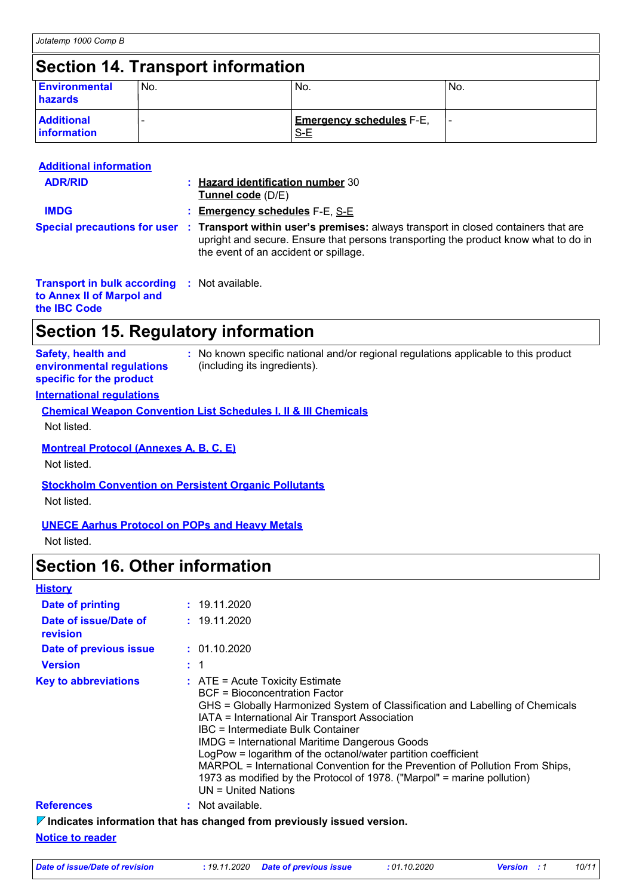## Section 14. Transport information

| | | | |
|---|---|---|---|
| **Environmental hazards** | No. | No. | No. |
| **Additional information** | - | **Emergency schedules** F-E, S-E | - |

**Additional information**

**ADR/RID** : **Hazard identification number** 30
**Tunnel code** (D/E)

**IMDG** : **Emergency schedules** F-E, S-E

**Special precautions for user** : **Transport within user's premises:** always transport in closed containers that are upright and secure. Ensure that persons transporting the product know what to do in the event of an accident or spillage.

**Transport in bulk according to Annex II of Marpol and the IBC Code** : Not available.

## Section 15. Regulatory information

**Safety, health and environmental regulations specific for the product** : No known specific national and/or regional regulations applicable to this product (including its ingredients).

**International regulations**

**Chemical Weapon Convention List Schedules I, II & III Chemicals**

Not listed.

**Montreal Protocol (Annexes A, B, C, E)**

Not listed.

**Stockholm Convention on Persistent Organic Pollutants**

Not listed.

**UNECE Aarhus Protocol on POPs and Heavy Metals**

Not listed.

## Section 16. Other information

**History**

**Date of printing** : 19.11.2020

**Date of issue/Date of revision** : 19.11.2020

**Date of previous issue** : 01.10.2020

**Version** : 1

**Key to abbreviations** : ATE = Acute Toxicity Estimate
BCF = Bioconcentration Factor
GHS = Globally Harmonized System of Classification and Labelling of Chemicals
IATA = International Air Transport Association
IBC = Intermediate Bulk Container
IMDG = International Maritime Dangerous Goods
LogPow = logarithm of the octanol/water partition coefficient
MARPOL = International Convention for the Prevention of Pollution From Ships, 1973 as modified by the Protocol of 1978. ("Marpol" = marine pollution)
UN = United Nations

**References** : Not available.

**Indicates information that has changed from previously issued version.**

**Notice to reader**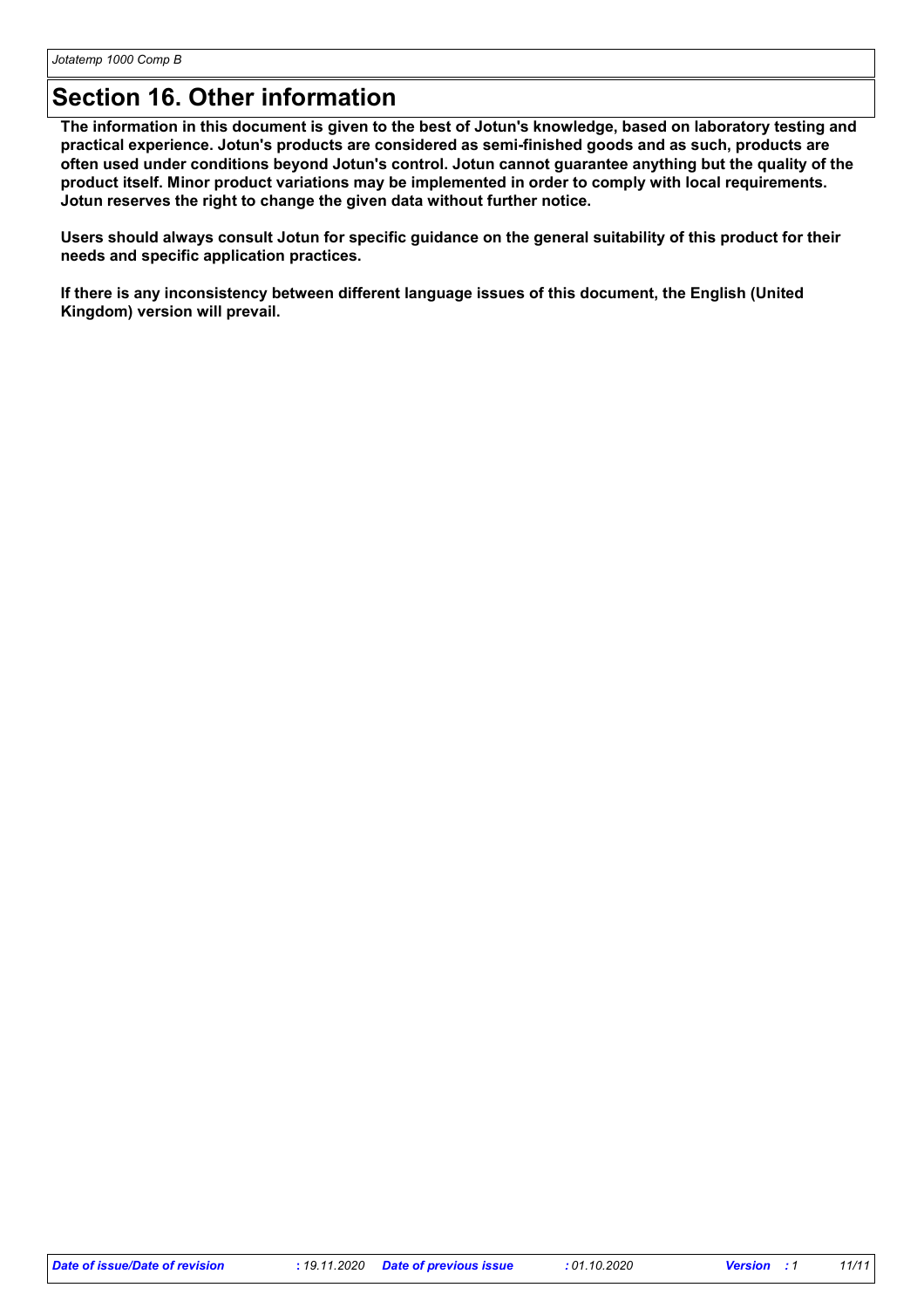# Section 16. Other information

**The information in this document is given to the best of Jotun's knowledge, based on laboratory testing and practical experience. Jotun's products are considered as semi-finished goods and as such, products are often used under conditions beyond Jotun's control. Jotun cannot guarantee anything but the quality of the product itself. Minor product variations may be implemented in order to comply with local requirements. Jotun reserves the right to change the given data without further notice.**

**Users should always consult Jotun for specific guidance on the general suitability of this product for their needs and specific application practices.**

**If there is any inconsistency between different language issues of this document, the English (United Kingdom) version will prevail.**